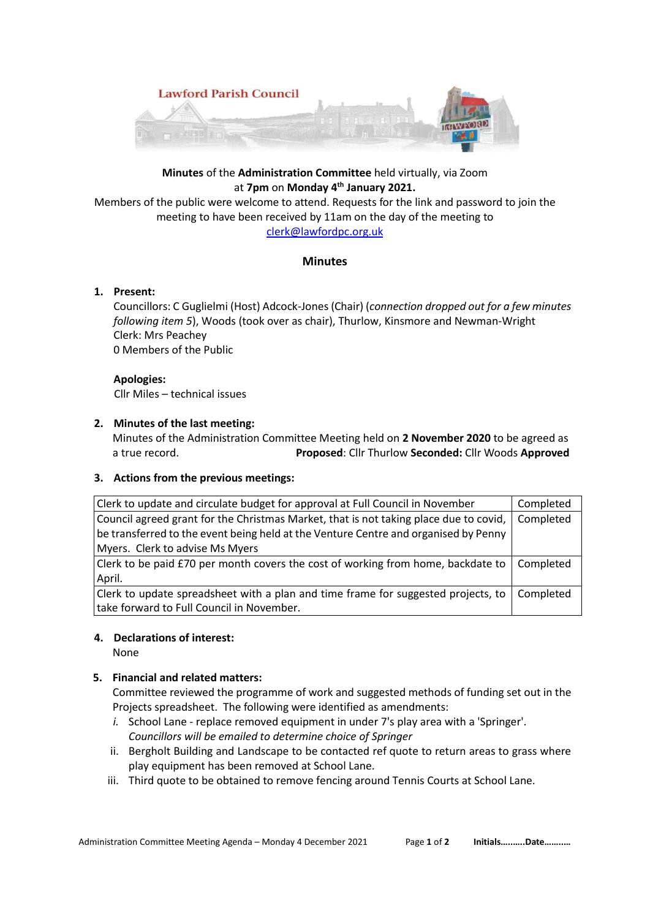Lawford Parish Council

**Minutes** of the **Administration Committee** held virtually, via Zoom at **7pm** on **Monday 4th January 2021.**

Members of the public were welcome to attend. Requests for the link and password to join the meeting to have been received by 11am on the day of the meeting to clerk@lawfordpc.org.uk

## Minutes

1. **Present:**
   Councillors: C Guglielmi (Host) Adcock-Jones (Chair) (*connection dropped out for a few minutes following item 5*), Woods (took over as chair), Thurlow, Kinsmore and Newman-Wright
   Clerk: Mrs Peachey
   0 Members of the Public

   **Apologies:**
   Cllr Miles – technical issues

2. **Minutes of the last meeting:**
   Minutes of the Administration Committee Meeting held on **2 November 2020** to be agreed as a true record. **Proposed**: Cllr Thurlow **Seconded:** Cllr Woods **Approved**

3. **Actions from the previous meetings:**

| Action | Status |
|---|---|
| Clerk to update and circulate budget for approval at Full Council in November | Completed |
| Council agreed grant for the Christmas Market, that is not taking place due to covid, be transferred to the event being held at the Venture Centre and organised by Penny Myers. Clerk to advise Ms Myers | Completed |
| Clerk to be paid £70 per month covers the cost of working from home, backdate to April. | Completed |
| Clerk to update spreadsheet with a plan and time frame for suggested projects, to take forward to Full Council in November. | Completed |

4. **Declarations of interest:**
   None

5. **Financial and related matters:**
   Committee reviewed the programme of work and suggested methods of funding set out in the Projects spreadsheet. The following were identified as amendments:
   *i.* School Lane - replace removed equipment in under 7's play area with a 'Springer'. *Councillors will be emailed to determine choice of Springer*
   ii. Bergholt Building and Landscape to be contacted ref quote to return areas to grass where play equipment has been removed at School Lane.
   iii. Third quote to be obtained to remove fencing around Tennis Courts at School Lane.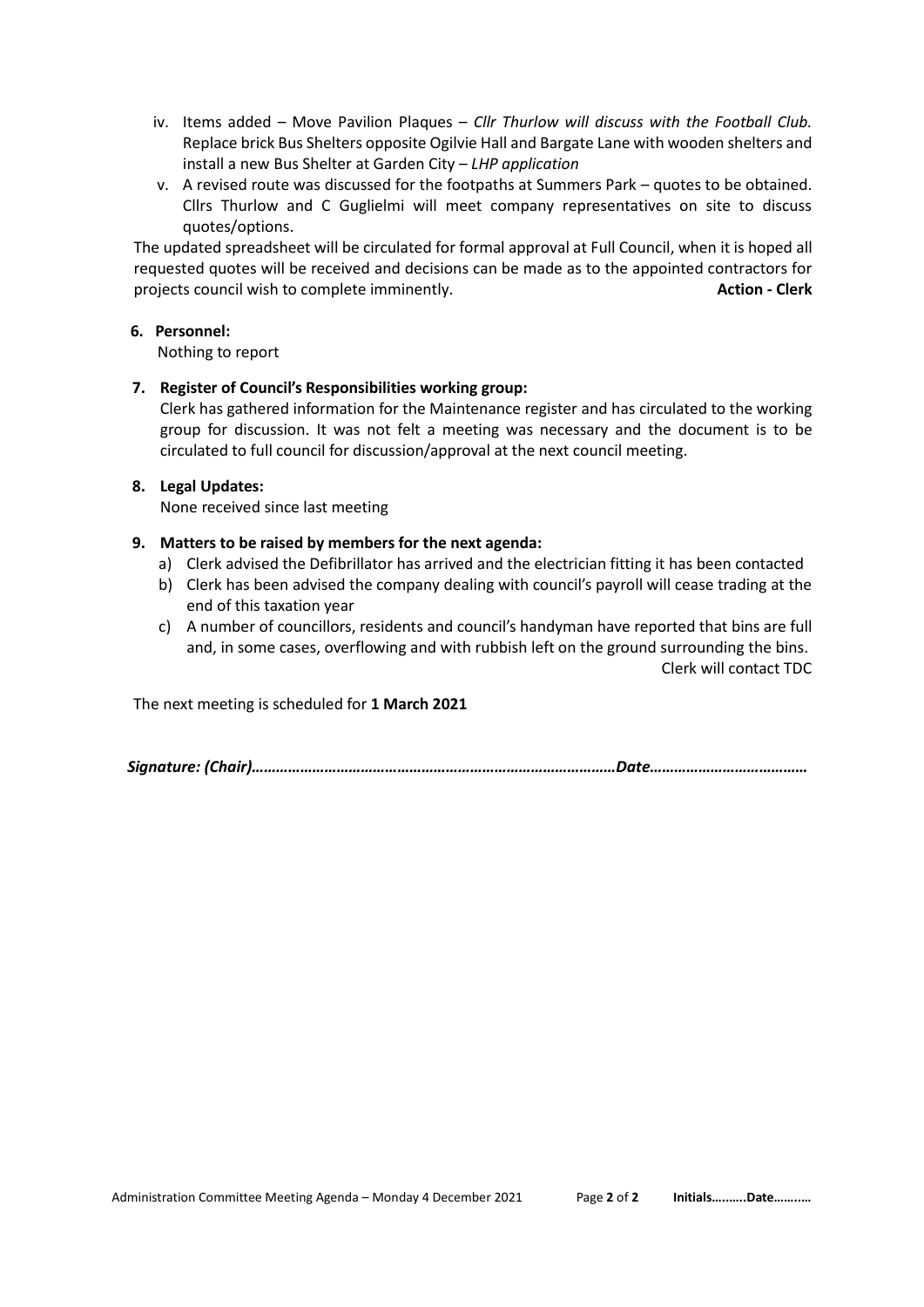iv. Items added – Move Pavilion Plaques – *Cllr Thurlow will discuss with the Football Club.* Replace brick Bus Shelters opposite Ogilvie Hall and Bargate Lane with wooden shelters and install a new Bus Shelter at Garden City – *LHP application*

v. A revised route was discussed for the footpaths at Summers Park – quotes to be obtained. Cllrs Thurlow and C Guglielmi will meet company representatives on site to discuss quotes/options.

The updated spreadsheet will be circulated for formal approval at Full Council, when it is hoped all requested quotes will be received and decisions can be made as to the appointed contractors for projects council wish to complete imminently. **Action - Clerk**

**6. Personnel:**

Nothing to report

**7. Register of Council's Responsibilities working group:**

Clerk has gathered information for the Maintenance register and has circulated to the working group for discussion. It was not felt a meeting was necessary and the document is to be circulated to full council for discussion/approval at the next council meeting.

**8. Legal Updates:**

None received since last meeting

**9. Matters to be raised by members for the next agenda:**

a) Clerk advised the Defibrillator has arrived and the electrician fitting it has been contacted

b) Clerk has been advised the company dealing with council's payroll will cease trading at the end of this taxation year

c) A number of councillors, residents and council's handyman have reported that bins are full and, in some cases, overflowing and with rubbish left on the ground surrounding the bins. Clerk will contact TDC

The next meeting is scheduled for **1 March 2021**

***Signature: (Chair)……………………………………………………………………………Date…………………………………***

Administration Committee Meeting Agenda – Monday 4 December 2021 **Initials……….Date……….**